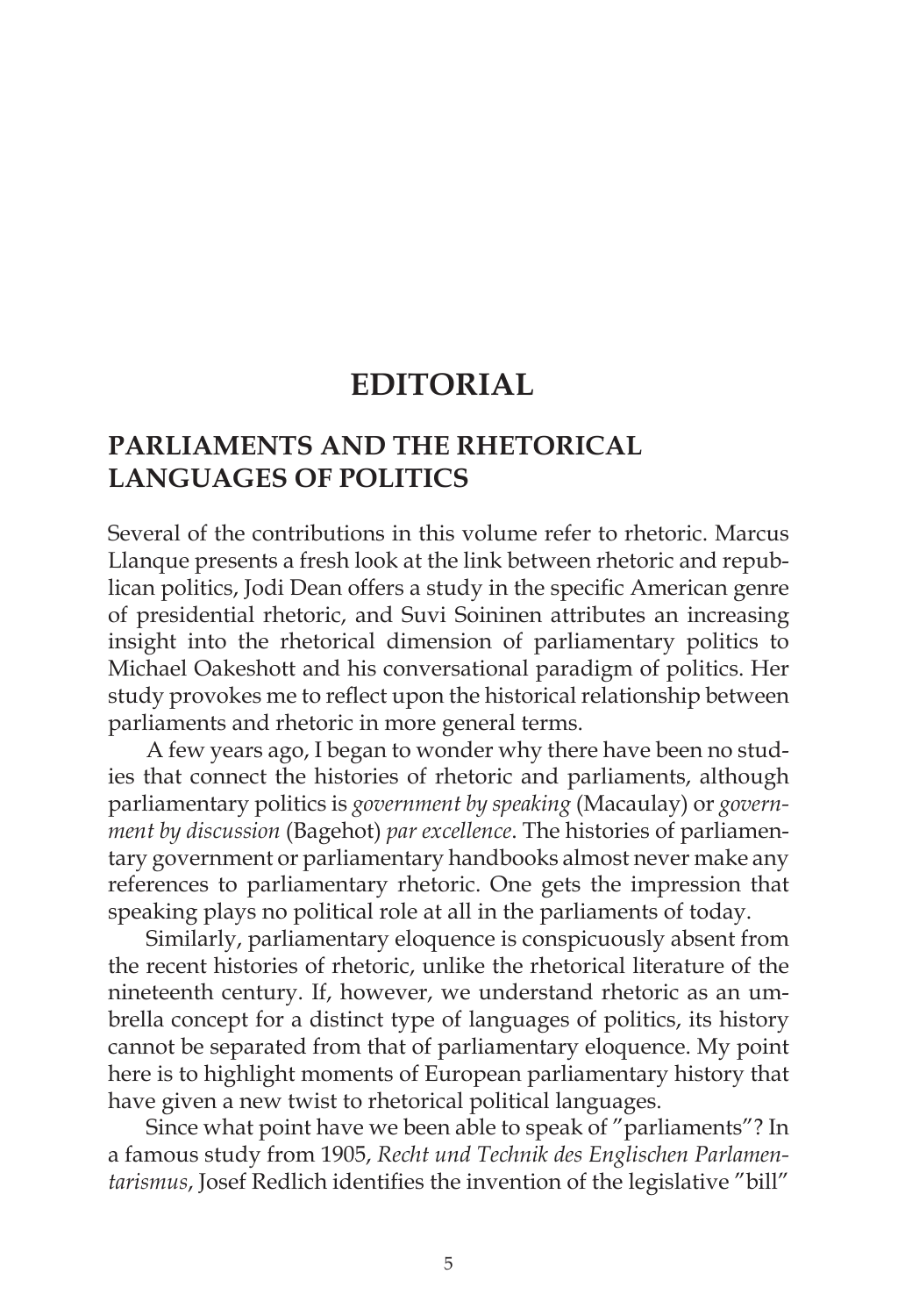# EDITORIAL

## PARLIAMENTS AND THE RHETORICAL LANGUAGES OF POLITICS

Several of the contributions in this volume refer to rhetoric. Marcus Llanque presents a fresh look at the link between rhetoric and republican politics, Jodi Dean offers a study in the specific American genre of presidential rhetoric, and Suvi Soininen attributes an increasing insight into the rhetorical dimension of parliamentary politics to Michael Oakeshott and his conversational paradigm of politics. Her study provokes me to reflect upon the historical relationship between parliaments and rhetoric in more general terms.

A few years ago, I began to wonder why there have been no studies that connect the histories of rhetoric and parliaments, although parliamentary politics is *government by speaking* (Macaulay) or *government by discussion* (Bagehot) *par excellence*. The histories of parliamentary government or parliamentary handbooks almost never make any references to parliamentary rhetoric. One gets the impression that speaking plays no political role at all in the parliaments of today.

Similarly, parliamentary eloquence is conspicuously absent from the recent histories of rhetoric, unlike the rhetorical literature of the nineteenth century. If, however, we understand rhetoric as an umbrella concept for a distinct type of languages of politics, its history cannot be separated from that of parliamentary eloquence. My point here is to highlight moments of European parliamentary history that have given a new twist to rhetorical political languages.

Since what point have we been able to speak of "parliaments"? In a famous study from 1905, *Recht und Technik des Englischen Parlamentarismus*, Josef Redlich identifies the invention of the legislative "bill"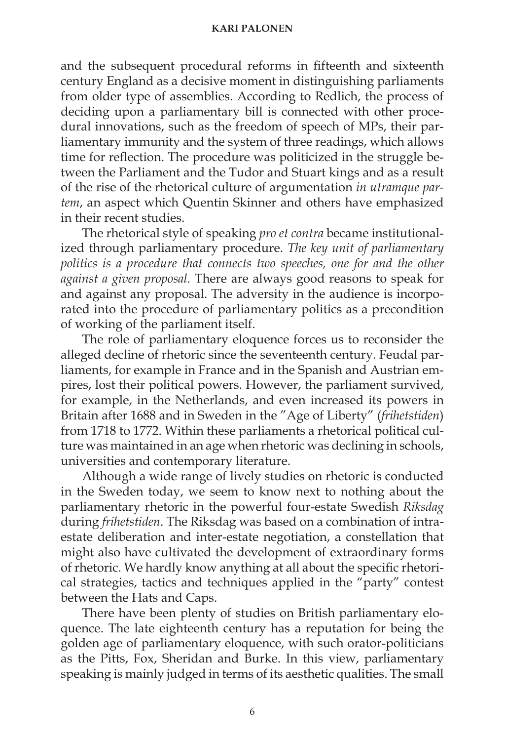and the subsequent procedural reforms in fifteenth and sixteenth century England as a decisive moment in distinguishing parliaments from older type of assemblies. According to Redlich, the process of deciding upon a parliamentary bill is connected with other procedural innovations, such as the freedom of speech of MPs, their parliamentary immunity and the system of three readings, which allows time for reflection. The procedure was politicized in the struggle between the Parliament and the Tudor and Stuart kings and as a result of the rise of the rhetorical culture of argumentation *in utramque partem*, an aspect which Quentin Skinner and others have emphasized in their recent studies.

The rhetorical style of speaking *pro et contra* became institutionalized through parliamentary procedure. *The key unit of parliamentary politics is a procedure that connects two speeches, one for and the other against a given proposal*. There are always good reasons to speak for and against any proposal. The adversity in the audience is incorporated into the procedure of parliamentary politics as a precondition of working of the parliament itself.

The role of parliamentary eloquence forces us to reconsider the alleged decline of rhetoric since the seventeenth century. Feudal parliaments, for example in France and in the Spanish and Austrian empires, lost their political powers. However, the parliament survived, for example, in the Netherlands, and even increased its powers in Britain after 1688 and in Sweden in the "Age of Liberty" (*frihetstiden*) from 1718 to 1772. Within these parliaments a rhetorical political culture was maintained in an age when rhetoric was declining in schools, universities and contemporary literature.

Although a wide range of lively studies on rhetoric is conducted in the Sweden today, we seem to know next to nothing about the parliamentary rhetoric in the powerful four-estate Swedish *Riksdag* during *frihetstiden*. The Riksdag was based on a combination of intra-estate deliberation and inter-estate negotiation, a constellation that might also have cultivated the development of extraordinary forms of rhetoric. We hardly know anything at all about the specific rhetorical strategies, tactics and techniques applied in the "party" contest between the Hats and Caps.

There have been plenty of studies on British parliamentary eloquence. The late eighteenth century has a reputation for being the golden age of parliamentary eloquence, with such orator-politicians as the Pitts, Fox, Sheridan and Burke. In this view, parliamentary speaking is mainly judged in terms of its aesthetic qualities. The small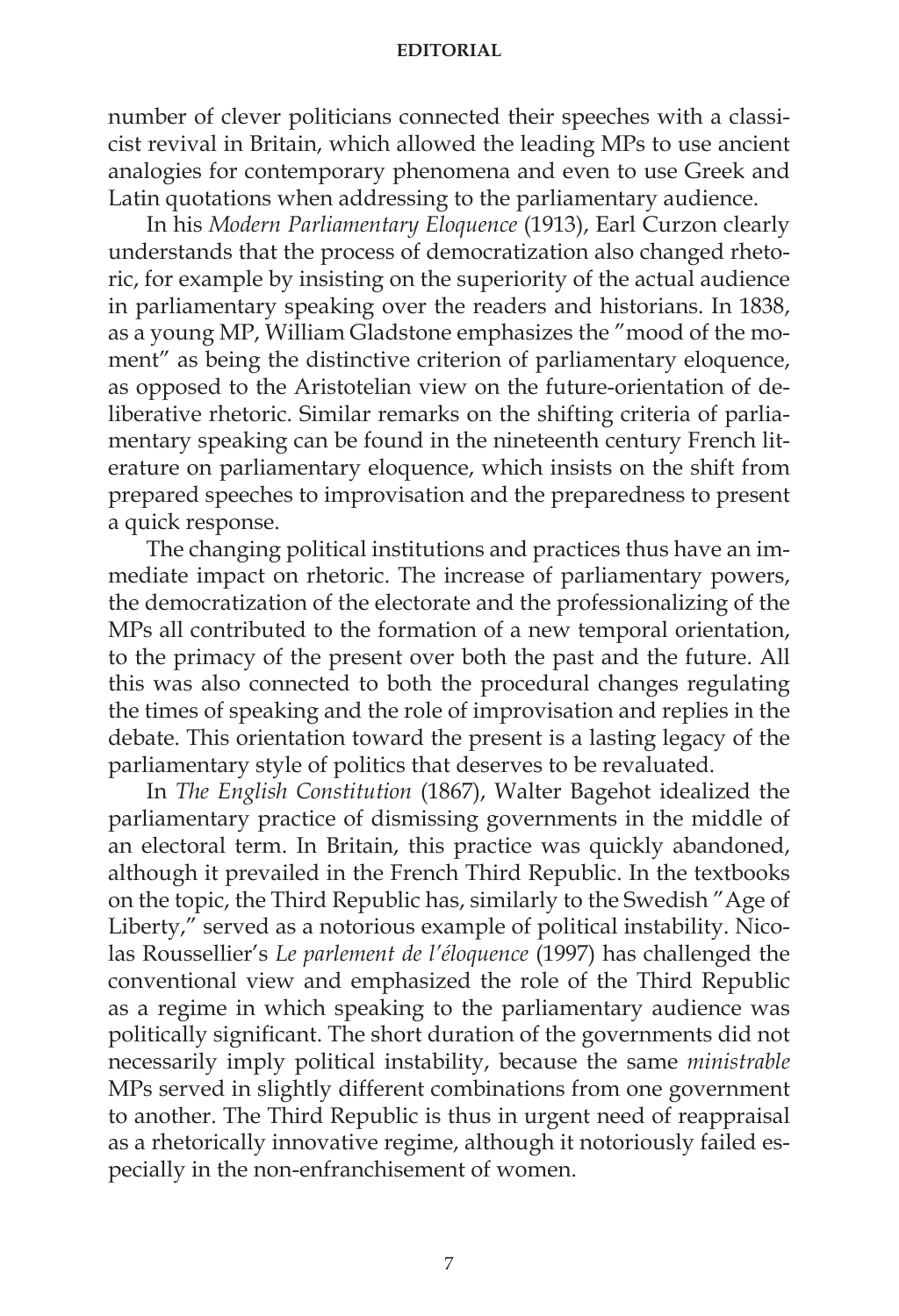number of clever politicians connected their speeches with a classicist revival in Britain, which allowed the leading MPs to use ancient analogies for contemporary phenomena and even to use Greek and Latin quotations when addressing to the parliamentary audience.

In his *Modern Parliamentary Eloquence* (1913), Earl Curzon clearly understands that the process of democratization also changed rhetoric, for example by insisting on the superiority of the actual audience in parliamentary speaking over the readers and historians. In 1838, as a young MP, William Gladstone emphasizes the "mood of the moment" as being the distinctive criterion of parliamentary eloquence, as opposed to the Aristotelian view on the future-orientation of deliberative rhetoric. Similar remarks on the shifting criteria of parliamentary speaking can be found in the nineteenth century French literature on parliamentary eloquence, which insists on the shift from prepared speeches to improvisation and the preparedness to present a quick response.

The changing political institutions and practices thus have an immediate impact on rhetoric. The increase of parliamentary powers, the democratization of the electorate and the professionalizing of the MPs all contributed to the formation of a new temporal orientation, to the primacy of the present over both the past and the future. All this was also connected to both the procedural changes regulating the times of speaking and the role of improvisation and replies in the debate. This orientation toward the present is a lasting legacy of the parliamentary style of politics that deserves to be revaluated.

In *The English Constitution* (1867), Walter Bagehot idealized the parliamentary practice of dismissing governments in the middle of an electoral term. In Britain, this practice was quickly abandoned, although it prevailed in the French Third Republic. In the textbooks on the topic, the Third Republic has, similarly to the Swedish "Age of Liberty," served as a notorious example of political instability. Nicolas Roussellier's *Le parlement de l'éloquence* (1997) has challenged the conventional view and emphasized the role of the Third Republic as a regime in which speaking to the parliamentary audience was politically significant. The short duration of the governments did not necessarily imply political instability, because the same *ministrable* MPs served in slightly different combinations from one government to another. The Third Republic is thus in urgent need of reappraisal as a rhetorically innovative regime, although it notoriously failed especially in the non-enfranchisement of women.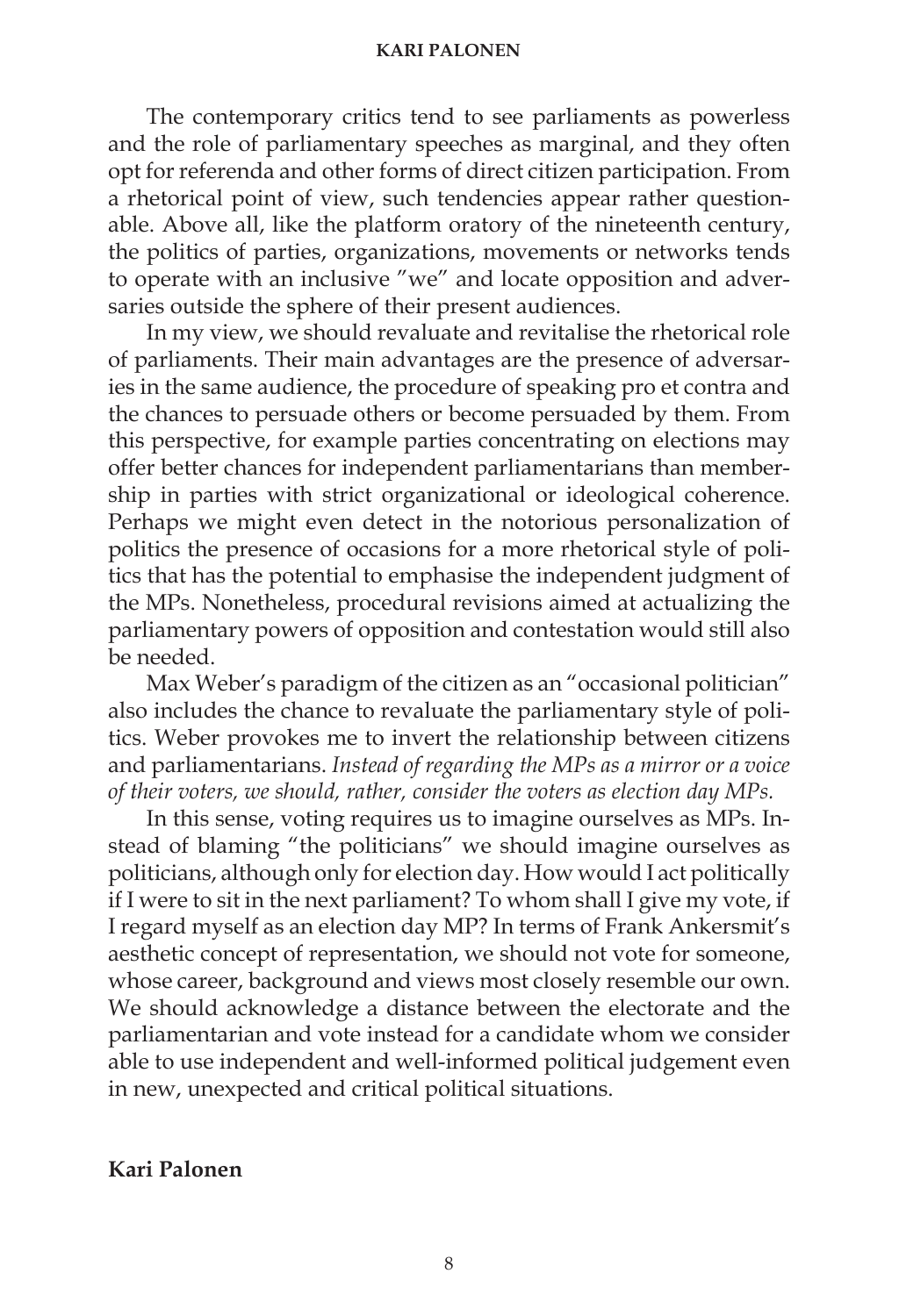The contemporary critics tend to see parliaments as powerless and the role of parliamentary speeches as marginal, and they often opt for referenda and other forms of direct citizen participation. From a rhetorical point of view, such tendencies appear rather questionable. Above all, like the platform oratory of the nineteenth century, the politics of parties, organizations, movements or networks tends to operate with an inclusive ″we″ and locate opposition and adversaries outside the sphere of their present audiences.

In my view, we should revaluate and revitalise the rhetorical role of parliaments. Their main advantages are the presence of adversaries in the same audience, the procedure of speaking pro et contra and the chances to persuade others or become persuaded by them. From this perspective, for example parties concentrating on elections may offer better chances for independent parliamentarians than membership in parties with strict organizational or ideological coherence. Perhaps we might even detect in the notorious personalization of politics the presence of occasions for a more rhetorical style of politics that has the potential to emphasise the independent judgment of the MPs. Nonetheless, procedural revisions aimed at actualizing the parliamentary powers of opposition and contestation would still also be needed.

Max Weber's paradigm of the citizen as an "occasional politician" also includes the chance to revaluate the parliamentary style of politics. Weber provokes me to invert the relationship between citizens and parliamentarians. *Instead of regarding the MPs as a mirror or a voice of their voters, we should, rather, consider the voters as election day MPs.*

In this sense, voting requires us to imagine ourselves as MPs. Instead of blaming "the politicians" we should imagine ourselves as politicians, although only for election day. How would I act politically if I were to sit in the next parliament? To whom shall I give my vote, if I regard myself as an election day MP? In terms of Frank Ankersmit's aesthetic concept of representation, we should not vote for someone, whose career, background and views most closely resemble our own. We should acknowledge a distance between the electorate and the parliamentarian and vote instead for a candidate whom we consider able to use independent and well-informed political judgement even in new, unexpected and critical political situations.

**Kari Palonen**